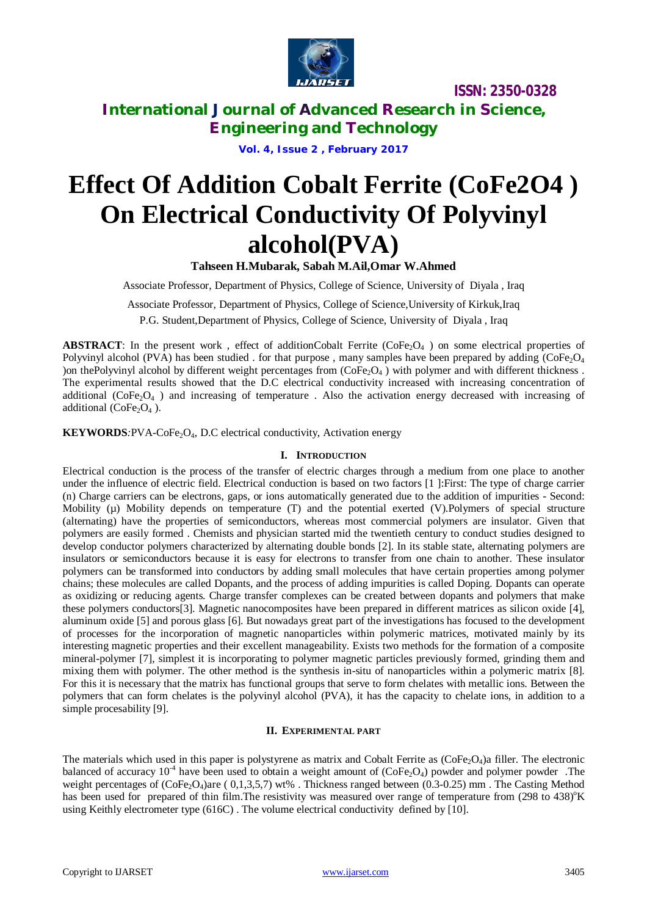# Effect Of Addition Cobalt Ferrite (CoFe2O4 ) On Electrical Conductivity Of Polyvinyl alcohol(PVA)

**Tahseen H.Mubarak, Sabah M.Ail,Omar W.Ahmed**

Associate Professor, Department of Physics, College of Science, University of Diyala , Iraq

Associate Professor, Department of Physics, College of Science,University of Kirkuk,Iraq

P.G. Student,Department of Physics, College of Science, University of Diyala , Iraq

**ABSTRACT**: In the present work , effect of additionCobalt Ferrite ($CoFe_2O_4$ ) on some electrical properties of Polyvinyl alcohol (PVA) has been studied . for that purpose , many samples have been prepared by adding ($CoFe_2O_4$ )on thePolyvinyl alcohol by different weight percentages from ($CoFe_2O_4$ ) with polymer and with different thickness . The experimental results showed that the D.C electrical conductivity increased with increasing concentration of additional ($CoFe_2O_4$ ) and increasing of temperature . Also the activation energy decreased with increasing of additional ($CoFe_2O_4$ ).

**KEYWORDS**:PVA-$CoFe_2O_4$, D.C electrical conductivity, Activation energy

## I. INTRODUCTION

Electrical conduction is the process of the transfer of electric charges through a medium from one place to another under the influence of electric field. Electrical conduction is based on two factors [1 ]:First: The type of charge carrier (n) Charge carriers can be electrons, gaps, or ions automatically generated due to the addition of impurities - Second: Mobility (μ) Mobility depends on temperature (T) and the potential exerted (V).Polymers of special structure (alternating) have the properties of semiconductors, whereas most commercial polymers are insulator. Given that polymers are easily formed . Chemists and physician started mid the twentieth century to conduct studies designed to develop conductor polymers characterized by alternating double bonds [2]. In its stable state, alternating polymers are insulators or semiconductors because it is easy for electrons to transfer from one chain to another. These insulator polymers can be transformed into conductors by adding small molecules that have certain properties among polymer chains; these molecules are called Dopants, and the process of adding impurities is called Doping. Dopants can operate as oxidizing or reducing agents. Charge transfer complexes can be created between dopants and polymers that make these polymers conductors[3]. Magnetic nanocomposites have been prepared in different matrices as silicon oxide [4], aluminum oxide [5] and porous glass [6]. But nowadays great part of the investigations has focused to the development of processes for the incorporation of magnetic nanoparticles within polymeric matrices, motivated mainly by its interesting magnetic properties and their excellent manageability. Exists two methods for the formation of a composite mineral-polymer [7], simplest it is incorporating to polymer magnetic particles previously formed, grinding them and mixing them with polymer. The other method is the synthesis in-situ of nanoparticles within a polymeric matrix [8]. For this it is necessary that the matrix has functional groups that serve to form chelates with metallic ions. Between the polymers that can form chelates is the polyvinyl alcohol (PVA), it has the capacity to chelate ions, in addition to a simple procesability [9].

## II. EXPERIMENTAL PART

The materials which used in this paper is polystyrene as matrix and Cobalt Ferrite as ($CoFe_2O_4$)a filler. The electronic balanced of accuracy $10^{-4}$ have been used to obtain a weight amount of ($CoFe_2O_4$) powder and polymer powder .The weight percentages of ($CoFe_2O_4$)are ( 0,1,3,5,7) wt% . Thickness ranged between (0.3-0.25) mm . The Casting Method has been used for prepared of thin film.The resistivity was measured over range of temperature from (298 to 438)$^o$K using Keithly electrometer type (616C) . The volume electrical conductivity defined by [10].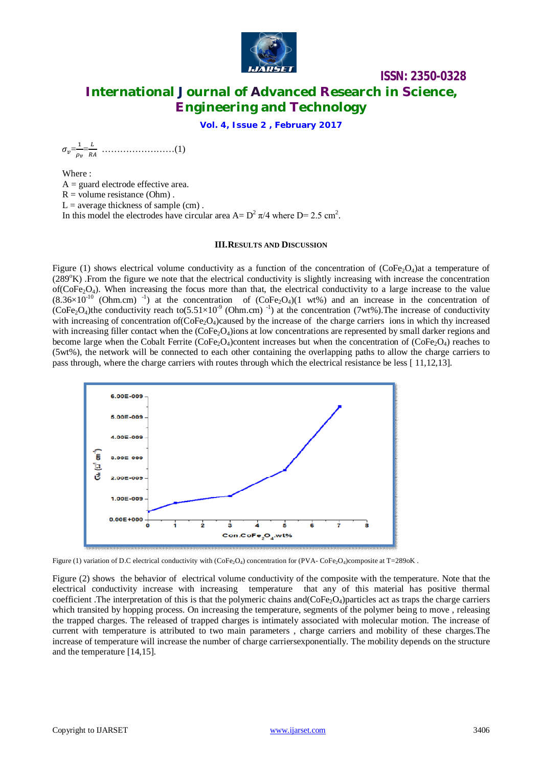$$\sigma_v = \frac{1}{\rho_v} = \frac{L}{RA} \quad \ldots\ldots\ldots\ldots\ldots\ldots\ldots\ldots(1)$$

Where :

A = guard electrode effective area.

R = volume resistance (Ohm) .

L = average thickness of sample (cm) .

In this model the electrodes have circular area A= $D^2\ \pi/4$ where D= 2.5 $cm^2$.

## III. RESULTS AND DISCUSSION

Figure (1) shows electrical volume conductivity as a function of the concentration of ($CoFe_2O_4$)at a temperature of (289$^o$K) .From the figure we note that the electrical conductivity is slightly increasing with increase the concentration of($CoFe_2O_4$). When increasing the focus more than that, the electrical conductivity to a large increase to the value ($8.36\times10^{-10}$ (Ohm.cm) $^{-1}$) at the concentration of ($CoFe_2O_4$)(1 wt%) and an increase in the concentration of ($CoFe_2O_4$)the conductivity reach to($5.51\times10^{-9}$ (Ohm.cm) $^{-1}$) at the concentration (7wt%).The increase of conductivity with increasing of concentration of($CoFe_2O_4$)caused by the increase of the charge carriers ions in which thy increased with increasing filler contact when the ($CoFe_2O_4$)ions at low concentrations are represented by small darker regions and become large when the Cobalt Ferrite ($CoFe_2O_4$)content increases but when the concentration of ($CoFe_2O_4$) reaches to (5wt%), the network will be connected to each other containing the overlapping paths to allow the charge carriers to pass through, where the charge carriers with routes through which the electrical resistance be less [ 11,12,13].

Figure (1) variation of D.C electrical conductivity with ($CoFe_2O_4$) concentration for (PVA- $CoFe_2O_4$)composite at T=289oK .

Figure (2) shows the behavior of electrical volume conductivity of the composite with the temperature. Note that the electrical conductivity increase with increasing temperature that any of this material has positive thermal coefficient .The interpretation of this is that the polymeric chains and($CoFe_2O_4$)particles act as traps the charge carriers which transited by hopping process. On increasing the temperature, segments of the polymer being to move , releasing the trapped charges. The released of trapped charges is intimately associated with molecular motion. The increase of current with temperature is attributed to two main parameters , charge carriers and mobility of these charges.The increase of temperature will increase the number of charge carriersexponentially. The mobility depends on the structure and the temperature [14,15].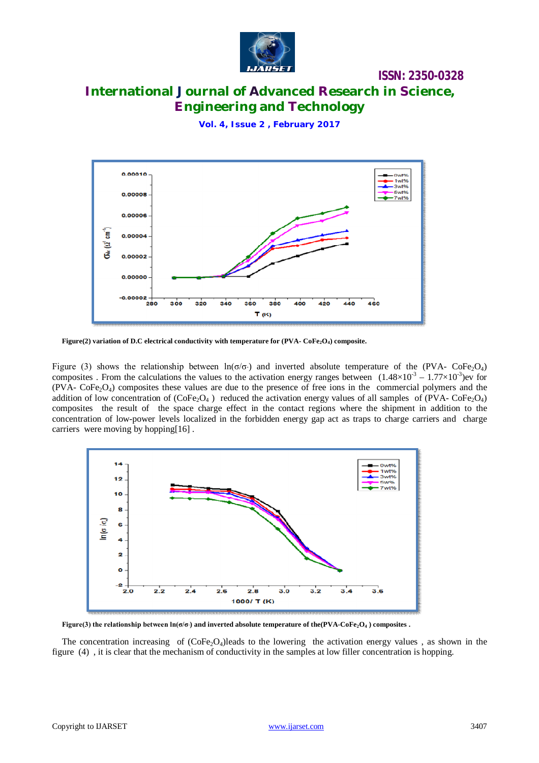Figure(2) variation of D.C electrical conductivity with temperature for (PVA- $CoFe_2O_4$) composite.

Figure (3) shows the relationship between ln(σ/σ·) and inverted absolute temperature of the (PVA- $CoFe_2O_4$) composites . From the calculations the values to the activation energy ranges between $(1.48\times10^{-3} – 1.77\times10^{-3})$ev for (PVA- $CoFe_2O_4$) composites these values are due to the presence of free ions in the commercial polymers and the addition of low concentration of ($CoFe_2O_4$ ) reduced the activation energy values of all samples of (PVA- $CoFe_2O_4$) composites the result of the space charge effect in the contact regions where the shipment in addition to the concentration of low-power levels localized in the forbidden energy gap act as traps to charge carriers and charge carriers were moving by hopping[16] .

Figure(3) the relationship between ln(σ/σ·) and inverted absolute temperature of the(PVA-$CoFe_2O_4$ ) composites .

The concentration increasing of ($CoFe_2O_4$)leads to the lowering the activation energy values , as shown in the figure (4) , it is clear that the mechanism of conductivity in the samples at low filler concentration is hopping.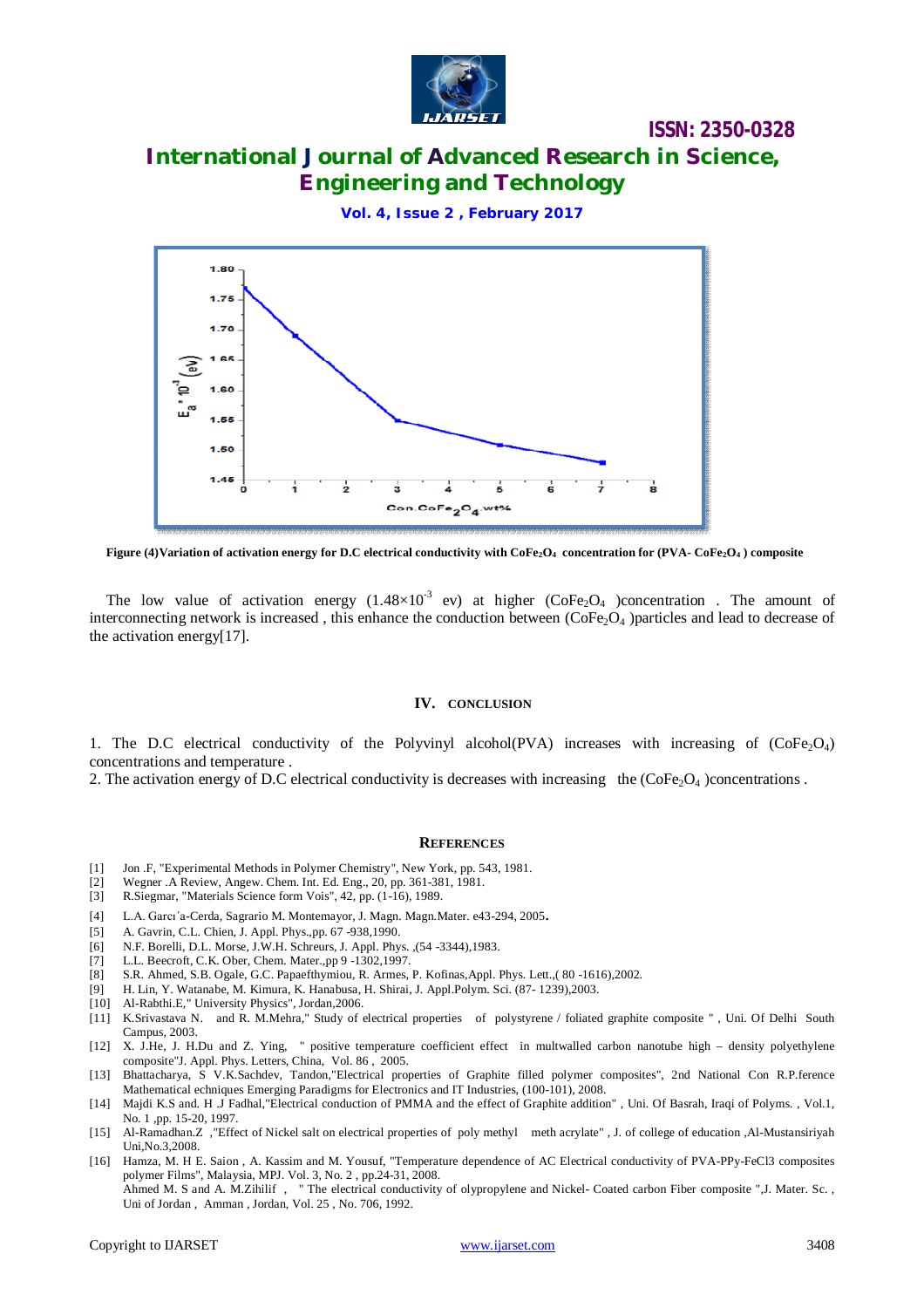1.80
1.75
1.70
1.65
1.60
1.55
1.50
1.45

$E_a * 10^{-3}$ (ev)

0 1 2 3 4 5 6 7 8

Con.$CoFe_2O_4$ wt%

**Figure (4)Variation of activation energy for D.C electrical conductivity with $CoFe_2O_4$ concentration for (PVA- $CoFe_2O_4$ ) composite**

The low value of activation energy ($1.48\times10^{-3}$ ev) at higher ($CoFe_2O_4$ )concentration . The amount of interconnecting network is increased , this enhance the conduction between ($CoFe_2O_4$ )particles and lead to decrease of the activation energy[17].

## IV. CONCLUSION

1. The D.C electrical conductivity of the Polyvinyl alcohol(PVA) increases with increasing of ($CoFe_2O_4$) concentrations and temperature .
2. The activation energy of D.C electrical conductivity is decreases with increasing the ($CoFe_2O_4$ )concentrations .

## REFERENCES

[1] Jon .F, "Experimental Methods in Polymer Chemistry", New York, pp. 543, 1981.
[2] Wegner .A Review, Angew. Chem. Int. Ed. Eng., 20, pp. 361-381, 1981.
[3] R.Siegmar, "Materials Science form Vois", 42, pp. (1-16), 1989.
[4] L.A. Garcı´a-Cerda, Sagrario M. Montemayor, J. Magn. Magn.Mater. e43-294, 2005.
[5] A. Gavrin, C.L. Chien, J. Appl. Phys.,pp. 67 -938,1990.
[6] N.F. Borelli, D.L. Morse, J.W.H. Schreurs, J. Appl. Phys. ,(54 -3344),1983.
[7] L.L. Beecroft, C.K. Ober, Chem. Mater.,pp 9 -1302,1997.
[8] S.R. Ahmed, S.B. Ogale, G.C. Papaefthymiou, R. Armes, P. Kofinas,Appl. Phys. Lett.,( 80 -1616),2002.
[9] H. Lin, Y. Watanabe, M. Kimura, K. Hanabusa, H. Shirai, J. Appl.Polym. Sci. (87- 1239),2003.
[10] Al-Rabthi.E," University Physics", Jordan,2006.
[11] K.Srivastava N. and R. M.Mehra," Study of electrical properties of polystyrene / foliated graphite composite " , Uni. Of Delhi South Campus, 2003.
[12] X. J.He, J. H.Du and Z. Ying, " positive temperature coefficient effect in multwalled carbon nanotube high – density polyethylene composite"J. Appl. Phys. Letters, China, Vol. 86 , 2005.
[13] Bhattacharya, S V.K.Sachdev, Tandon,"Electrical properties of Graphite filled polymer composites", 2nd National Con R.P.ference Mathematical echniques Emerging Paradigms for Electronics and IT Industries, (100-101), 2008.
[14] Majdi K.S and. H .J Fadhal,"Electrical conduction of PMMA and the effect of Graphite addition" , Uni. Of Basrah, Iraqi of Polyms. , Vol.1, No. 1 ,pp. 15-20, 1997.
[15] Al-Ramadhan.Z ,"Effect of Nickel salt on electrical properties of poly methyl meth acrylate" , J. of college of education ,Al-Mustansiriyah Uni,No.3,2008.
[16] Hamza, M. H E. Saion , A. Kassim and M. Yousuf, "Temperature dependence of AC Electrical conductivity of PVA-PPy-FeCl3 composites polymer Films", Malaysia, MPJ. Vol. 3, No. 2 , pp.24-31, 2008.
Ahmed M. S and A. M.Zihilif , " The electrical conductivity of olypropylene and Nickel- Coated carbon Fiber composite ",J. Mater. Sc. , Uni of Jordan , Amman , Jordan, Vol. 25 , No. 706, 1992.